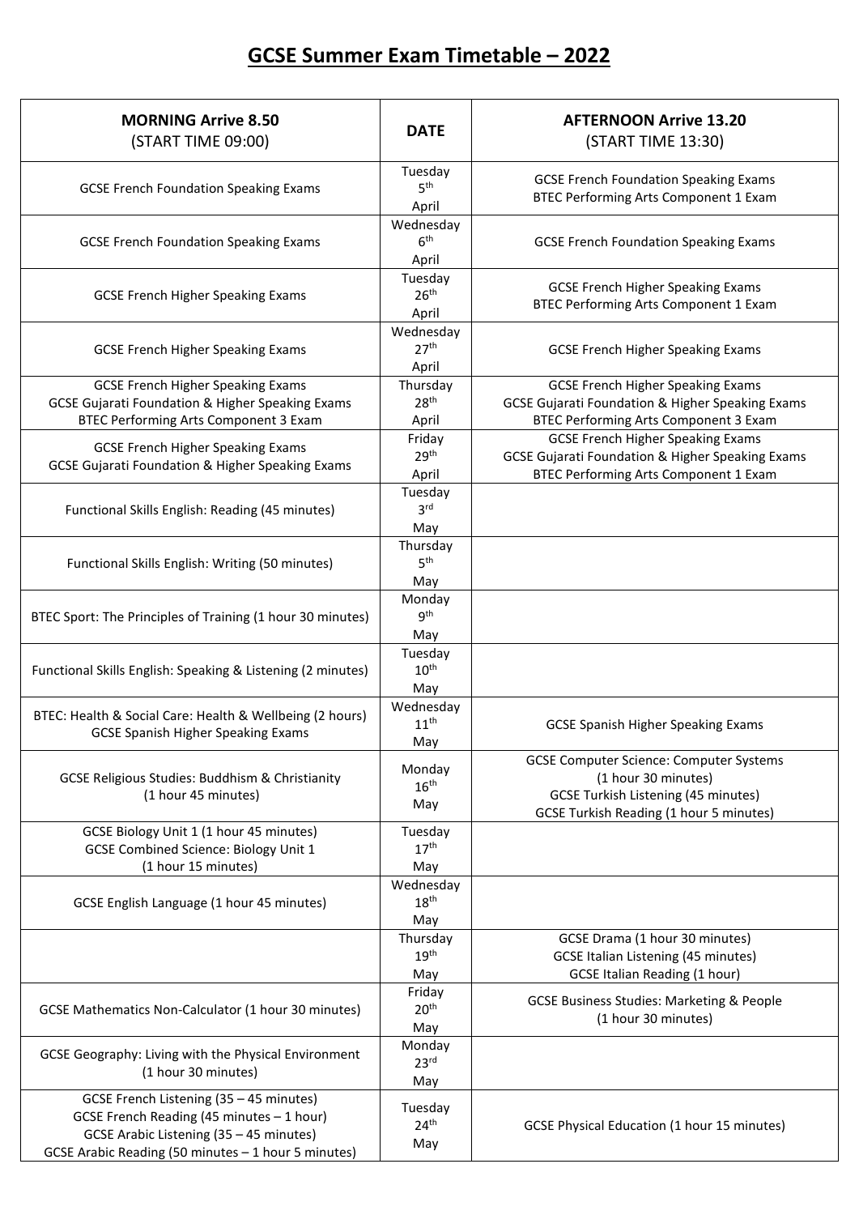# GCSE Summer Exam Timetable – 2022

| MORNING Arrive 8.50 (START TIME 09:00) | DATE | AFTERNOON Arrive 13.20 (START TIME 13:30) |
| --- | --- | --- |
| GCSE French Foundation Speaking Exams | Tuesday 5th April | GCSE French Foundation Speaking Exams<br>BTEC Performing Arts Component 1 Exam |
| GCSE French Foundation Speaking Exams | Wednesday 6th April | GCSE French Foundation Speaking Exams |
| GCSE French Higher Speaking Exams | Tuesday 26th April | GCSE French Higher Speaking Exams<br>BTEC Performing Arts Component 1 Exam |
| GCSE French Higher Speaking Exams | Wednesday 27th April | GCSE French Higher Speaking Exams |
| GCSE French Higher Speaking Exams<br>GCSE Gujarati Foundation & Higher Speaking Exams<br>BTEC Performing Arts Component 3 Exam | Thursday 28th April | GCSE French Higher Speaking Exams<br>GCSE Gujarati Foundation & Higher Speaking Exams<br>BTEC Performing Arts Component 3 Exam |
| GCSE French Higher Speaking Exams<br>GCSE Gujarati Foundation & Higher Speaking Exams | Friday 29th April | GCSE French Higher Speaking Exams<br>GCSE Gujarati Foundation & Higher Speaking Exams<br>BTEC Performing Arts Component 1 Exam |
| Functional Skills English: Reading (45 minutes) | Tuesday 3rd May | |
| Functional Skills English: Writing (50 minutes) | Thursday 5th May | |
| BTEC Sport: The Principles of Training (1 hour 30 minutes) | Monday 9th May | |
| Functional Skills English: Speaking & Listening (2 minutes) | Tuesday 10th May | |
| BTEC: Health & Social Care: Health & Wellbeing (2 hours)<br>GCSE Spanish Higher Speaking Exams | Wednesday 11th May | GCSE Spanish Higher Speaking Exams |
| GCSE Religious Studies: Buddhism & Christianity (1 hour 45 minutes) | Monday 16th May | GCSE Computer Science: Computer Systems (1 hour 30 minutes)<br>GCSE Turkish Listening (45 minutes)<br>GCSE Turkish Reading (1 hour 5 minutes) |
| GCSE Biology Unit 1 (1 hour 45 minutes)<br>GCSE Combined Science: Biology Unit 1 (1 hour 15 minutes) | Tuesday 17th May | |
| GCSE English Language (1 hour 45 minutes) | Wednesday 18th May | |
| | Thursday 19th May | GCSE Drama (1 hour 30 minutes)<br>GCSE Italian Listening (45 minutes)<br>GCSE Italian Reading (1 hour) |
| GCSE Mathematics Non-Calculator (1 hour 30 minutes) | Friday 20th May | GCSE Business Studies: Marketing & People (1 hour 30 minutes) |
| GCSE Geography: Living with the Physical Environment (1 hour 30 minutes) | Monday 23rd May | |
| GCSE French Listening (35 – 45 minutes)<br>GCSE French Reading (45 minutes – 1 hour)<br>GCSE Arabic Listening (35 – 45 minutes)<br>GCSE Arabic Reading (50 minutes – 1 hour 5 minutes) | Tuesday 24th May | GCSE Physical Education (1 hour 15 minutes) |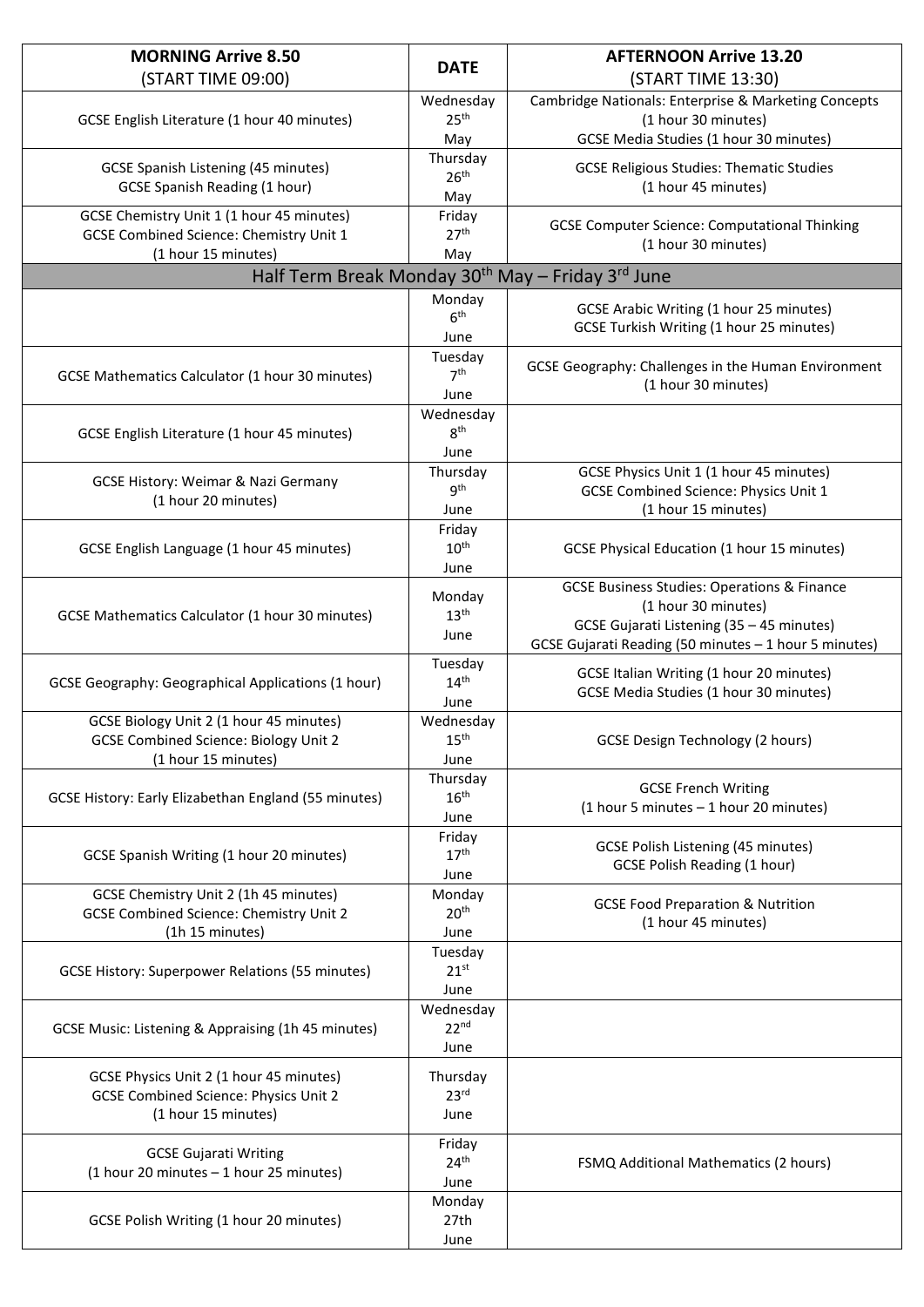| MORNING Arrive 8.50 (START TIME 09:00) | DATE | AFTERNOON Arrive 13.20 (START TIME 13:30) |
|---|---|---|
| GCSE English Literature (1 hour 40 minutes) | Wednesday 25th May | Cambridge Nationals: Enterprise & Marketing Concepts (1 hour 30 minutes)<br>GCSE Media Studies (1 hour 30 minutes) |
| GCSE Spanish Listening (45 minutes)<br>GCSE Spanish Reading (1 hour) | Thursday 26th May | GCSE Religious Studies: Thematic Studies (1 hour 45 minutes) |
| GCSE Chemistry Unit 1 (1 hour 45 minutes)<br>GCSE Combined Science: Chemistry Unit 1 (1 hour 15 minutes) | Friday 27th May | GCSE Computer Science: Computational Thinking (1 hour 30 minutes) |
| Half Term Break Monday 30th May – Friday 3rd June | | |
| | Monday 6th June | GCSE Arabic Writing (1 hour 25 minutes)<br>GCSE Turkish Writing (1 hour 25 minutes) |
| GCSE Mathematics Calculator (1 hour 30 minutes) | Tuesday 7th June | GCSE Geography: Challenges in the Human Environment (1 hour 30 minutes) |
| GCSE English Literature (1 hour 45 minutes) | Wednesday 8th June | |
| GCSE History: Weimar & Nazi Germany (1 hour 20 minutes) | Thursday 9th June | GCSE Physics Unit 1 (1 hour 45 minutes)<br>GCSE Combined Science: Physics Unit 1 (1 hour 15 minutes) |
| GCSE English Language (1 hour 45 minutes) | Friday 10th June | GCSE Physical Education (1 hour 15 minutes) |
| GCSE Mathematics Calculator (1 hour 30 minutes) | Monday 13th June | GCSE Business Studies: Operations & Finance (1 hour 30 minutes)<br>GCSE Gujarati Listening (35 – 45 minutes)<br>GCSE Gujarati Reading (50 minutes – 1 hour 5 minutes) |
| GCSE Geography: Geographical Applications (1 hour) | Tuesday 14th June | GCSE Italian Writing (1 hour 20 minutes)<br>GCSE Media Studies (1 hour 30 minutes) |
| GCSE Biology Unit 2 (1 hour 45 minutes)<br>GCSE Combined Science: Biology Unit 2 (1 hour 15 minutes) | Wednesday 15th June | GCSE Design Technology (2 hours) |
| GCSE History: Early Elizabethan England (55 minutes) | Thursday 16th June | GCSE French Writing (1 hour 5 minutes – 1 hour 20 minutes) |
| GCSE Spanish Writing (1 hour 20 minutes) | Friday 17th June | GCSE Polish Listening (45 minutes)<br>GCSE Polish Reading (1 hour) |
| GCSE Chemistry Unit 2 (1h 45 minutes)<br>GCSE Combined Science: Chemistry Unit 2 (1h 15 minutes) | Monday 20th June | GCSE Food Preparation & Nutrition (1 hour 45 minutes) |
| GCSE History: Superpower Relations (55 minutes) | Tuesday 21st June | |
| GCSE Music: Listening & Appraising (1h 45 minutes) | Wednesday 22nd June | |
| GCSE Physics Unit 2 (1 hour 45 minutes)<br>GCSE Combined Science: Physics Unit 2 (1 hour 15 minutes) | Thursday 23rd June | |
| GCSE Gujarati Writing (1 hour 20 minutes – 1 hour 25 minutes) | Friday 24th June | FSMQ Additional Mathematics (2 hours) |
| GCSE Polish Writing (1 hour 20 minutes) | Monday 27th June | |